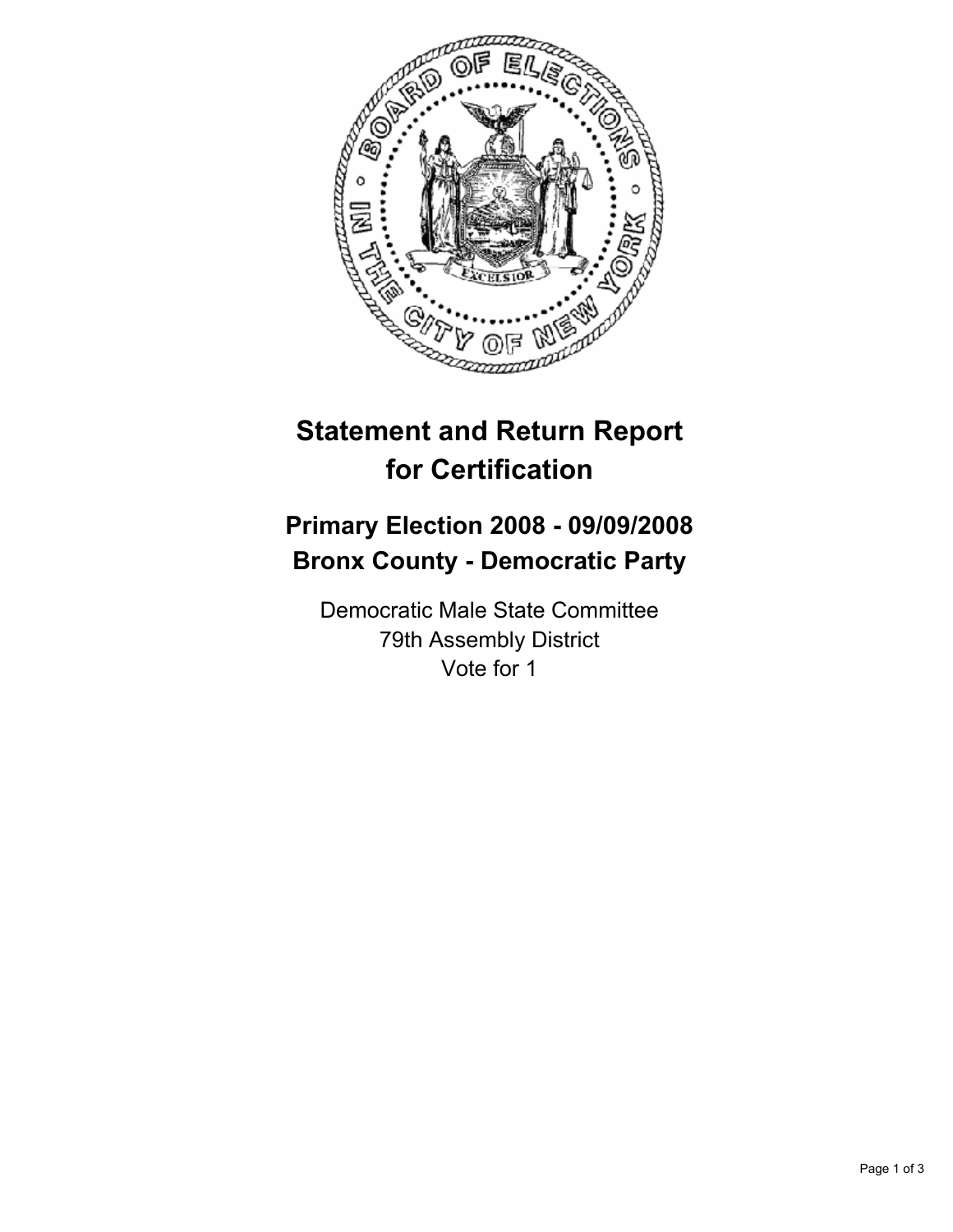# Statement and Return Report for Certification

## Primary Election 2008 - 09/09/2008
## Bronx County - Democratic Party

Democratic Male State Committee
79th Assembly District
Vote for 1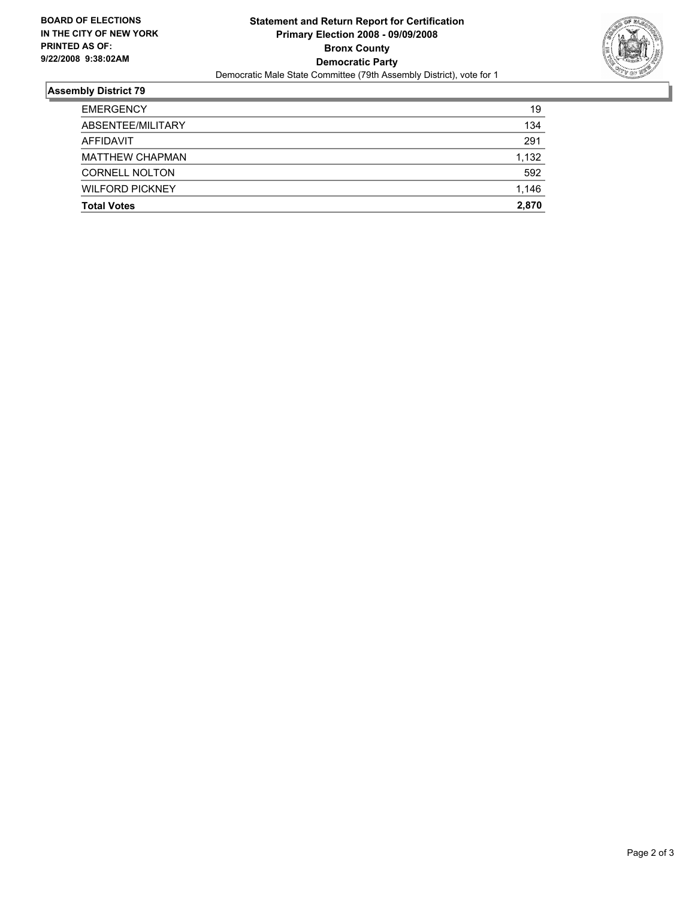**BOARD OF ELECTIONS IN THE CITY OF NEW YORK PRINTED AS OF: 9/22/2008 9:38:02AM**

**Statement and Return Report for Certification**
**Primary Election 2008 - 09/09/2008**
**Bronx County**
**Democratic Party**
Democratic Male State Committee (79th Assembly District), vote for 1

## Assembly District 79

| | |
|---|---|
| EMERGENCY | 19 |
| ABSENTEE/MILITARY | 134 |
| AFFIDAVIT | 291 |
| MATTHEW CHAPMAN | 1,132 |
| CORNELL NOLTON | 592 |
| WILFORD PICKNEY | 1,146 |
| **Total Votes** | **2,870** |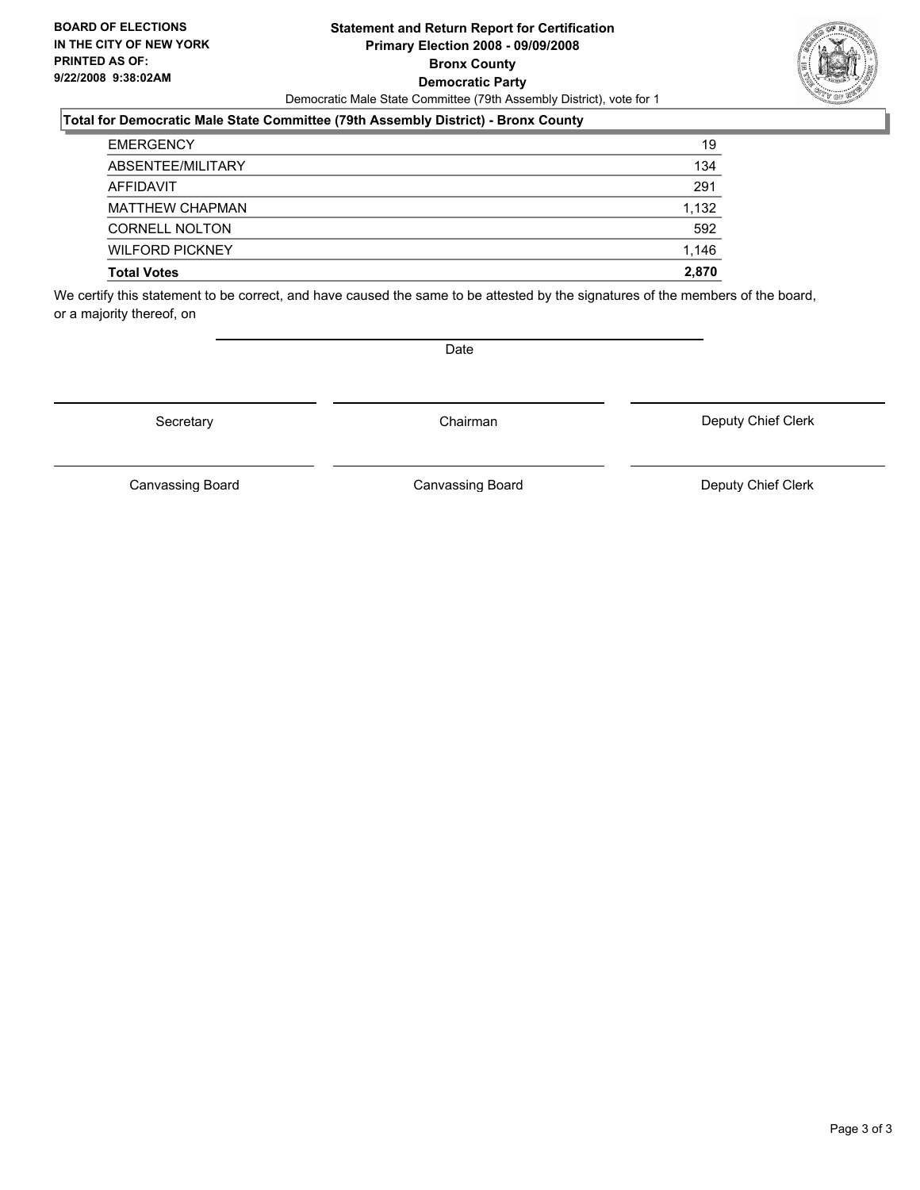BOARD OF ELECTIONS
IN THE CITY OF NEW YORK
PRINTED AS OF:
9/22/2008 9:38:02AM

**Statement and Return Report for Certification**
**Primary Election 2008 - 09/09/2008**
**Bronx County**
**Democratic Party**
Democratic Male State Committee (79th Assembly District), vote for 1

### Total for Democratic Male State Committee (79th Assembly District) - Bronx County

| | |
|---|---|
| EMERGENCY | 19 |
| ABSENTEE/MILITARY | 134 |
| AFFIDAVIT | 291 |
| MATTHEW CHAPMAN | 1,132 |
| CORNELL NOLTON | 592 |
| WILFORD PICKNEY | 1,146 |
| **Total Votes** | **2,870** |

We certify this statement to be correct, and have caused the same to be attested by the signatures of the members of the board, or a majority thereof, on

Date

Secretary | Chairman | Deputy Chief Clerk

Canvassing Board | Canvassing Board | Deputy Chief Clerk